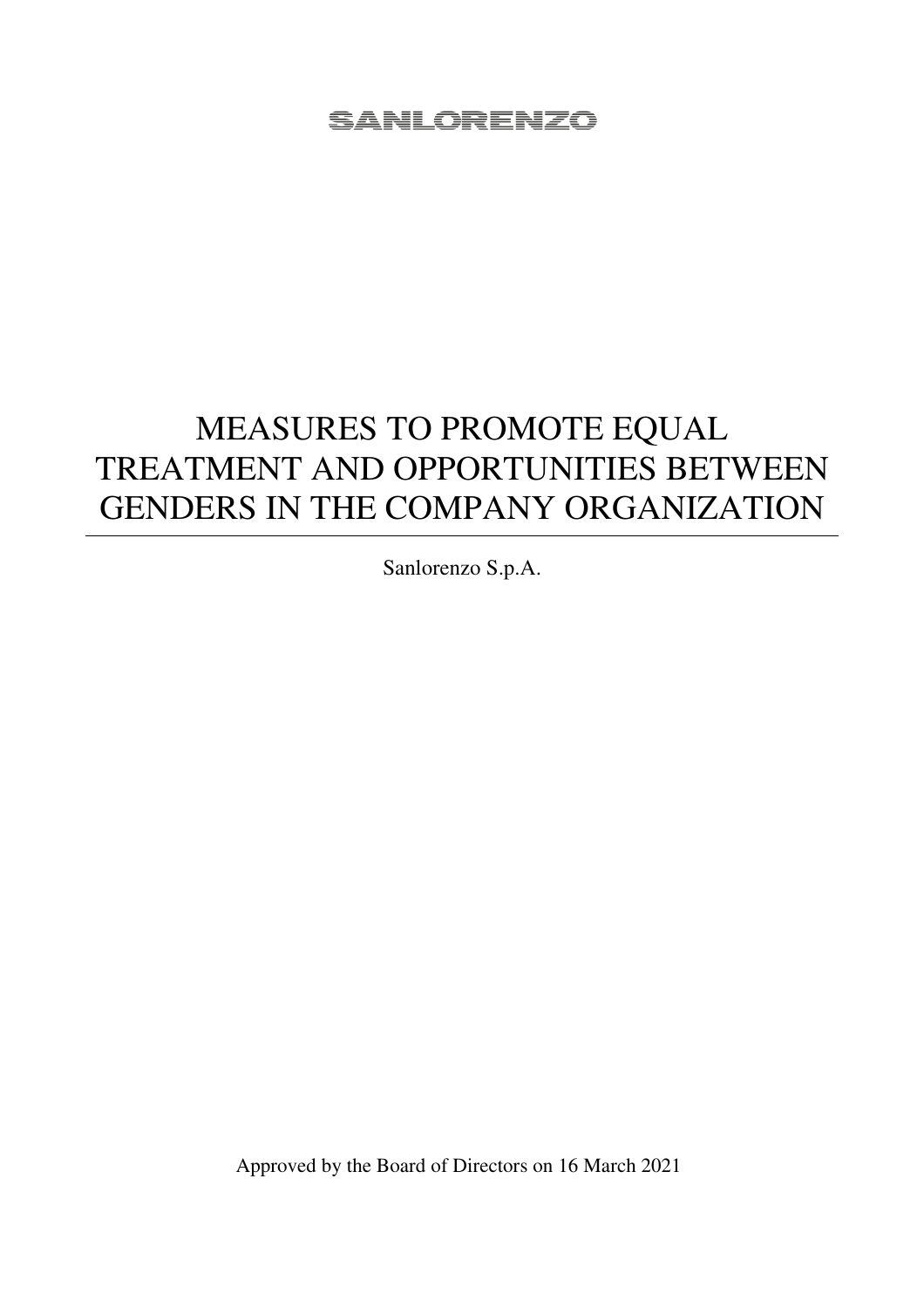SANLORENZO

# MEASURES TO PROMOTE EQUAL TREATMENT AND OPPORTUNITIES BETWEEN GENDERS IN THE COMPANY ORGANIZATION

Sanlorenzo S.p.A.

Approved by the Board of Directors on 16 March 2021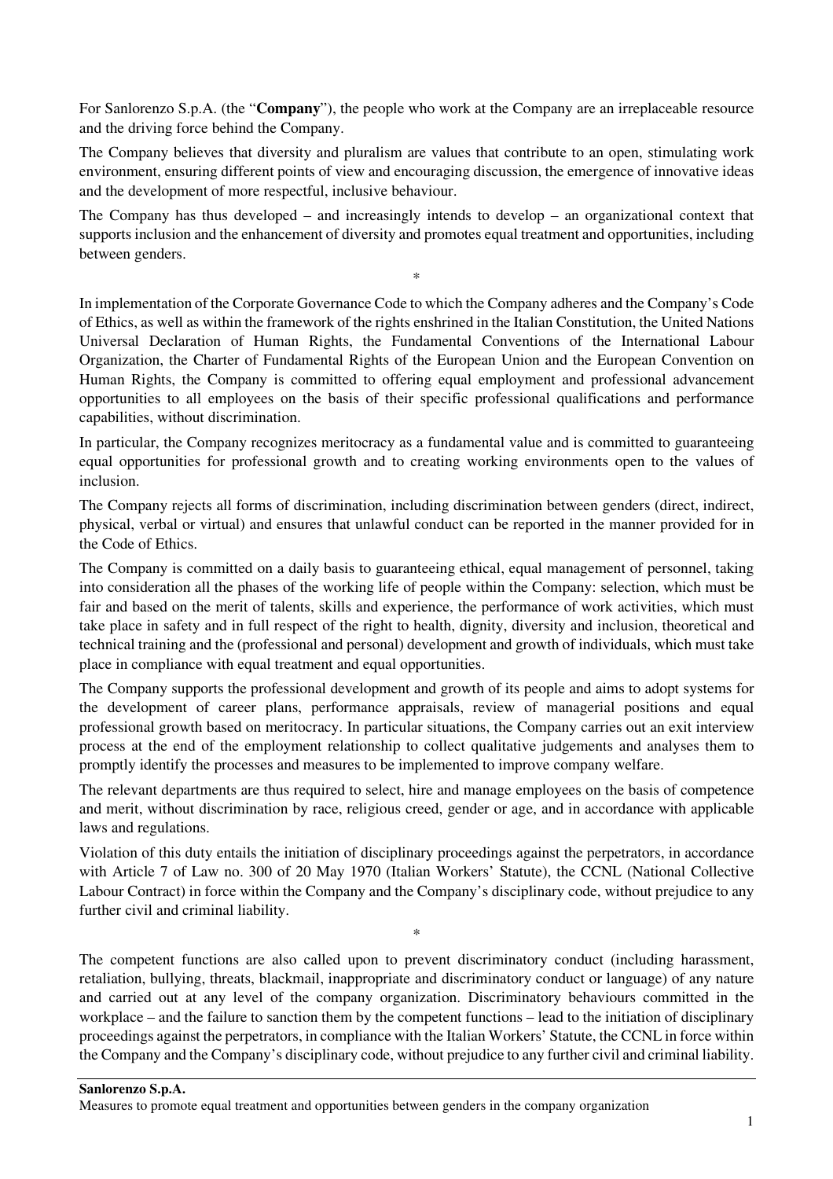For Sanlorenzo S.p.A. (the "**Company**"), the people who work at the Company are an irreplaceable resource and the driving force behind the Company.

The Company believes that diversity and pluralism are values that contribute to an open, stimulating work environment, ensuring different points of view and encouraging discussion, the emergence of innovative ideas and the development of more respectful, inclusive behaviour.

The Company has thus developed – and increasingly intends to develop – an organizational context that supports inclusion and the enhancement of diversity and promotes equal treatment and opportunities, including between genders.

*

In implementation of the Corporate Governance Code to which the Company adheres and the Company's Code of Ethics, as well as within the framework of the rights enshrined in the Italian Constitution, the United Nations Universal Declaration of Human Rights, the Fundamental Conventions of the International Labour Organization, the Charter of Fundamental Rights of the European Union and the European Convention on Human Rights, the Company is committed to offering equal employment and professional advancement opportunities to all employees on the basis of their specific professional qualifications and performance capabilities, without discrimination.

In particular, the Company recognizes meritocracy as a fundamental value and is committed to guaranteeing equal opportunities for professional growth and to creating working environments open to the values of inclusion.

The Company rejects all forms of discrimination, including discrimination between genders (direct, indirect, physical, verbal or virtual) and ensures that unlawful conduct can be reported in the manner provided for in the Code of Ethics.

The Company is committed on a daily basis to guaranteeing ethical, equal management of personnel, taking into consideration all the phases of the working life of people within the Company: selection, which must be fair and based on the merit of talents, skills and experience, the performance of work activities, which must take place in safety and in full respect of the right to health, dignity, diversity and inclusion, theoretical and technical training and the (professional and personal) development and growth of individuals, which must take place in compliance with equal treatment and equal opportunities.

The Company supports the professional development and growth of its people and aims to adopt systems for the development of career plans, performance appraisals, review of managerial positions and equal professional growth based on meritocracy. In particular situations, the Company carries out an exit interview process at the end of the employment relationship to collect qualitative judgements and analyses them to promptly identify the processes and measures to be implemented to improve company welfare.

The relevant departments are thus required to select, hire and manage employees on the basis of competence and merit, without discrimination by race, religious creed, gender or age, and in accordance with applicable laws and regulations.

Violation of this duty entails the initiation of disciplinary proceedings against the perpetrators, in accordance with Article 7 of Law no. 300 of 20 May 1970 (Italian Workers' Statute), the CCNL (National Collective Labour Contract) in force within the Company and the Company's disciplinary code, without prejudice to any further civil and criminal liability.

*

The competent functions are also called upon to prevent discriminatory conduct (including harassment, retaliation, bullying, threats, blackmail, inappropriate and discriminatory conduct or language) of any nature and carried out at any level of the company organization. Discriminatory behaviours committed in the workplace – and the failure to sanction them by the competent functions – lead to the initiation of disciplinary proceedings against the perpetrators, in compliance with the Italian Workers' Statute, the CCNL in force within the Company and the Company's disciplinary code, without prejudice to any further civil and criminal liability.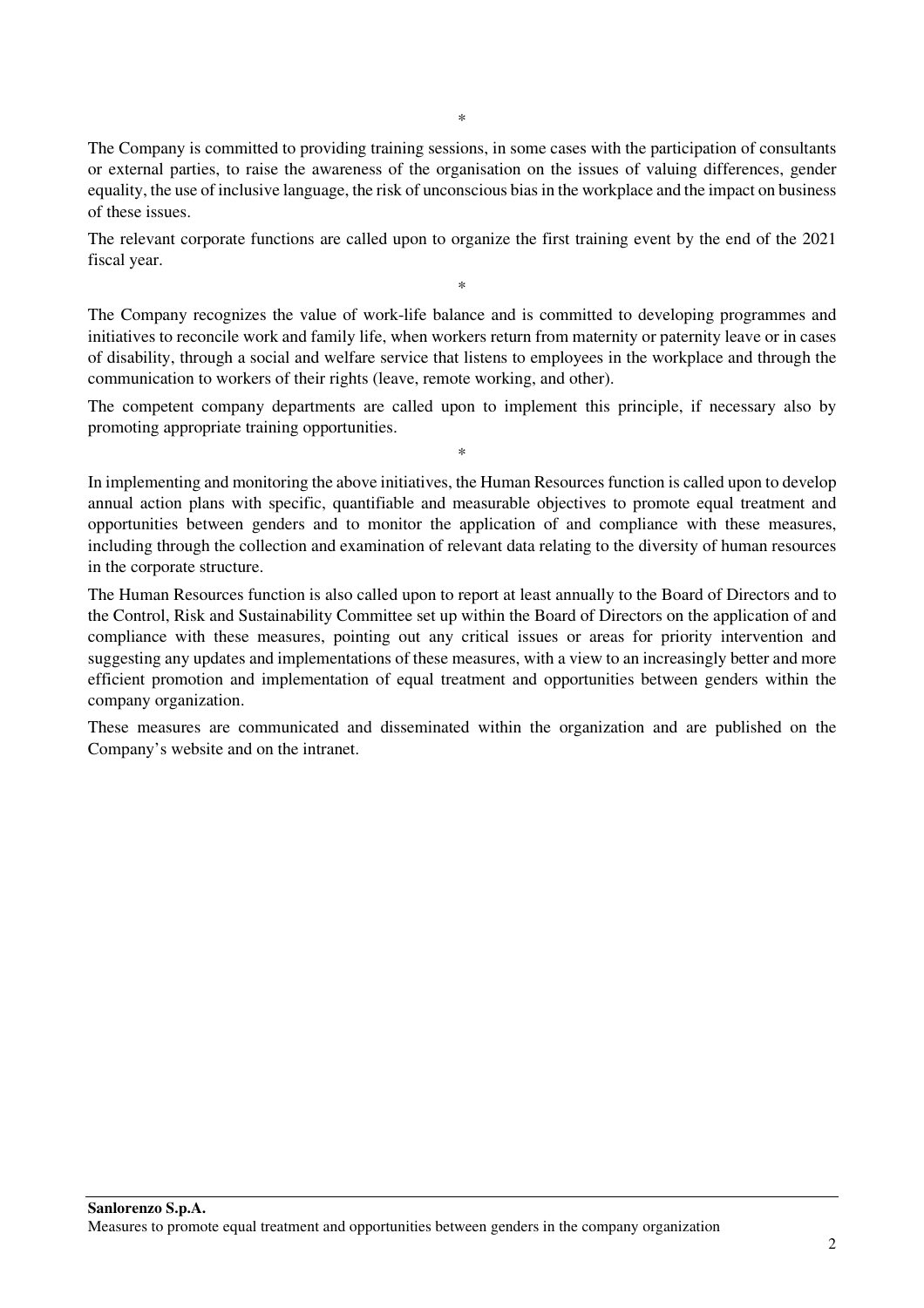*

The Company is committed to providing training sessions, in some cases with the participation of consultants or external parties, to raise the awareness of the organisation on the issues of valuing differences, gender equality, the use of inclusive language, the risk of unconscious bias in the workplace and the impact on business of these issues.

The relevant corporate functions are called upon to organize the first training event by the end of the 2021 fiscal year.

*

The Company recognizes the value of work-life balance and is committed to developing programmes and initiatives to reconcile work and family life, when workers return from maternity or paternity leave or in cases of disability, through a social and welfare service that listens to employees in the workplace and through the communication to workers of their rights (leave, remote working, and other).

The competent company departments are called upon to implement this principle, if necessary also by promoting appropriate training opportunities.

*

In implementing and monitoring the above initiatives, the Human Resources function is called upon to develop annual action plans with specific, quantifiable and measurable objectives to promote equal treatment and opportunities between genders and to monitor the application of and compliance with these measures, including through the collection and examination of relevant data relating to the diversity of human resources in the corporate structure.

The Human Resources function is also called upon to report at least annually to the Board of Directors and to the Control, Risk and Sustainability Committee set up within the Board of Directors on the application of and compliance with these measures, pointing out any critical issues or areas for priority intervention and suggesting any updates and implementations of these measures, with a view to an increasingly better and more efficient promotion and implementation of equal treatment and opportunities between genders within the company organization.

These measures are communicated and disseminated within the organization and are published on the Company's website and on the intranet.